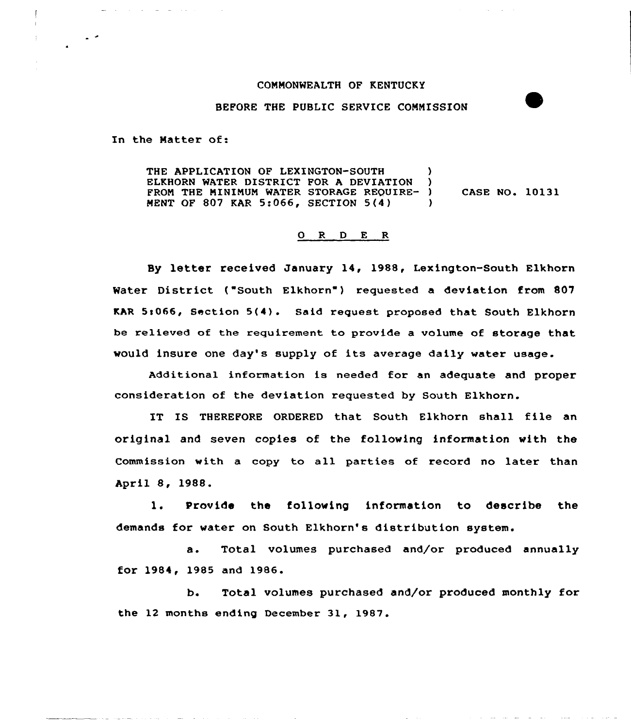COMMONWEALTH OF KENTUCKY

BEFORE THE PUBLIC SERVICE COMMISSION

In the Matter of:

THE APPLICATION OF LEXINGTON-SOUTH ELKHORN WATER DISTRICT FOR A DEVIATION FROM THE MINIMUM WATER STORAGE REQUIREMENT OF 807 KAR 5:066, SECTION 5(4) ) CASE NO. 10131

O R D E R

By letter received January 14, 1988, Lexington-South Elkhorn Water District ("South Elkhorn") requested a deviation from 807 KAR 5:066, Section 5(4). Said request proposed that South Elkhorn be relieved of the requirement to provide a volume of storage that would insure one day's supply of its average daily water usage.

Additional information is needed for an adequate and proper consideration of the deviation requested by South Elkhorn.

IT IS THEREFORE ORDERED that South Elkhorn shall file an original and seven copies of the following information with the Commission with a copy to all parties of record no later than April 8, 1988.

1. Provide the following information to describe the demands for water on South Elkhorn's distribution system.

   a. Total volumes purchased and/or produced annually for 1984, 1985 and 1986.

   b. Total volumes purchased and/or produced monthly for the 12 months ending December 31, 1987.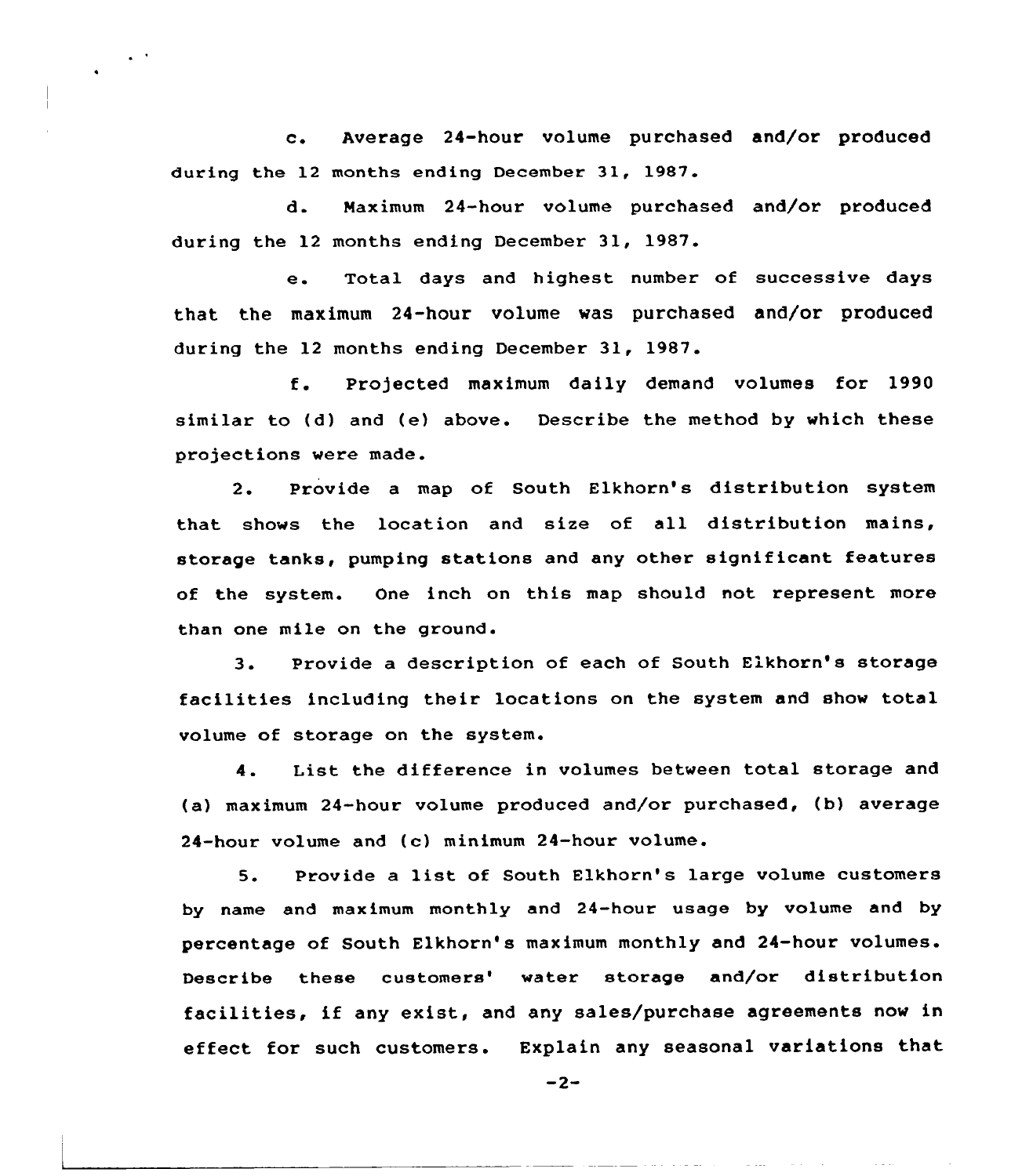c. Average 24-hour volume purchased and/or produced during the 12 months ending December 31, 1987.

d. Maximum 24-hour volume purchased and/or produced during the 12 months ending December 31, 1987.

e. Total days and highest number of successive days that the maximum 24-hour volume was purchased and/or produced during the 12 months ending December 31, 1987.

f. Projected maximum daily demand volumes for 1990 similar to (d) and (e) above. Describe the method by which these projections were made.

2. Provide a map of South Elkhorn's distribution system that shows the location and size of all distribution mains, storage tanks, pumping stations and any other significant features of the system. One inch on this map should not represent more than one mile on the ground.

3. Provide a description of each of South Elkhorn's storage facilities including their locations on the system and show total volume of storage on the system.

4. List the difference in volumes between total storage and (a) maximum 24-hour volume produced and/or purchased, (b) average 24-hour volume and (c) minimum 24-hour volume.

5. Provide a list of South Elkhorn's large volume customers by name and maximum monthly and 24-hour usage by volume and by percentage of South Elkhorn's maximum monthly and 24-hour volumes. Describe these customers' water storage and/or distribution facilities, if any exist, and any sales/purchase agreements now in effect for such customers. Explain any seasonal variations that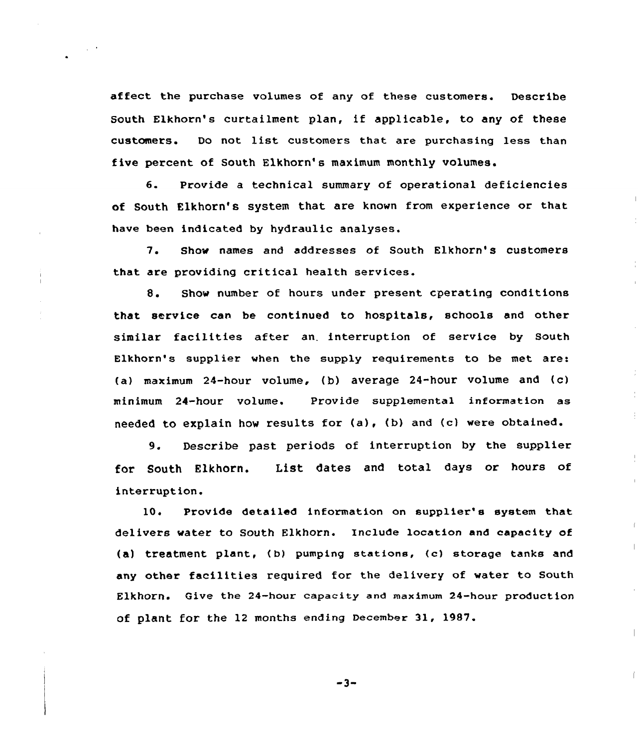affect the purchase volumes of any of these customers. Describe South Elkhorn's curtailment plan, if applicable, to any of these customers. Do not list customers that are purchasing less than five percent of South Elkhorn's maximum monthly volumes.

6. Provide a technical summary of operational deficiencies of South Elkhorn's system that are known from experience or that have been indicated by hydraulic analyses.

7. Show names and addresses of South Elkhorn's customers that are providing critical health services.

8. Show number of hours under present cperating conditions that service can be continued to hospitals, schools and other similar facilities after an interruption of service by South Elkhorn's supplier when the supply requirements to be met are: (a) maximum 24-hour volume, (b) average 24-hour volume and (c) minimum 24-hour volume. Provide supplemental information as needed to explain how results for (a), (b) and (c) were obtained.

9. Describe past periods of interruption by the supplier for South Elkhorn. List dates and total days or hours of interruption.

10. Provide detailed information on supplier's system that delivers water to South Elkhorn. Include location and capacity of (a) treatment plant, (b) pumping stations, (c) storage tanks and any other facilities required for the delivery of water to South Elkhorn. Give the 24-hour capacity and maximum 24-hour production of plant for the 12 months ending December 31, 1987.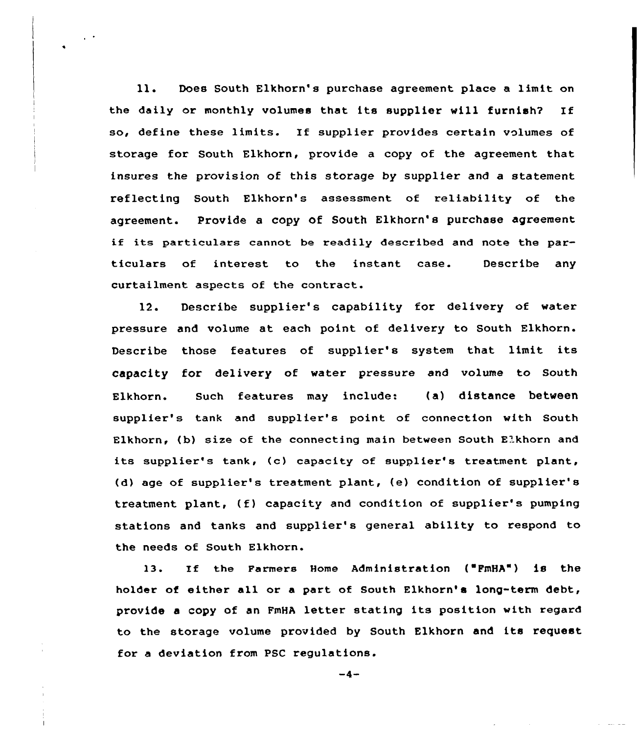11. Does South Elkhorn's purchase agreement place a limit on the daily or monthly volumes that its supplier will furnish? If so, define these limits. If supplier provides certain volumes of storage for South Elkhorn, provide a copy of the agreement that insures the provision of this storage by supplier and a statement reflecting South Elkhorn's assessment of reliability of the agreement. Provide a copy of South Elkhorn's purchase agreement if its particulars cannot be readily described and note the particulars of interest to the instant case. Describe any curtailment aspects of the contract.

12. Describe supplier's capability for delivery of water pressure and volume at each point of delivery to South Elkhorn. Describe those features of supplier's system that limit its capacity for delivery of water pressure and volume to South Elkhorn. Such features may include: (a) distance between supplier's tank and supplier's point of connection with South Elkhorn, (b) size of the connecting main between South Elkhorn and its supplier's tank, (c) capacity of supplier's treatment plant, (d) age of supplier's treatment plant, (e) condition of supplier's treatment plant, (f) capacity and condition of supplier's pumping stations and tanks and supplier's general ability to respond to the needs of South Elkhorn.

13. If the Farmers Home Administration ("FmHA") is the holder of either all or a part of South Elkhorn's long-term debt, provide a copy of an FmHA letter stating its position with regard to the storage volume provided by South Elkhorn and its request for a deviation from PSC regulations.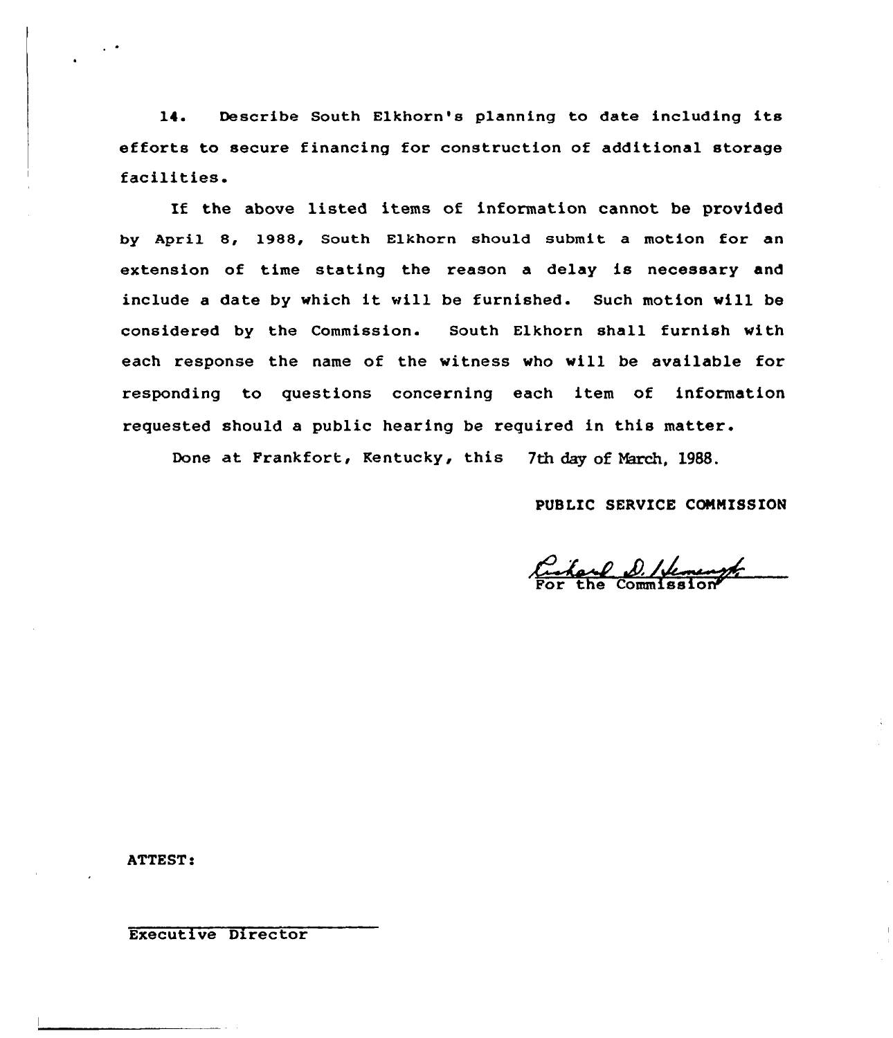14. Describe South Elkhorn's planning to date including its efforts to secure financing for construction of additional storage facilities.

If the above listed items of information cannot be provided by April 8, 1988, South Elkhorn should submit a motion for an extension of time stating the reason a delay is necessary and include a date by which it will be furnished. Such motion will be considered by the Commission. South Elkhorn shall furnish with each response the name of the witness who will be available for responding to questions concerning each item of information requested should a public hearing be required in this matter.

Done at Frankfort, Kentucky, this 7th day of March, 1988.

PUBLIC SERVICE COMMISSION

For the Commission

ATTEST:

Executive Director